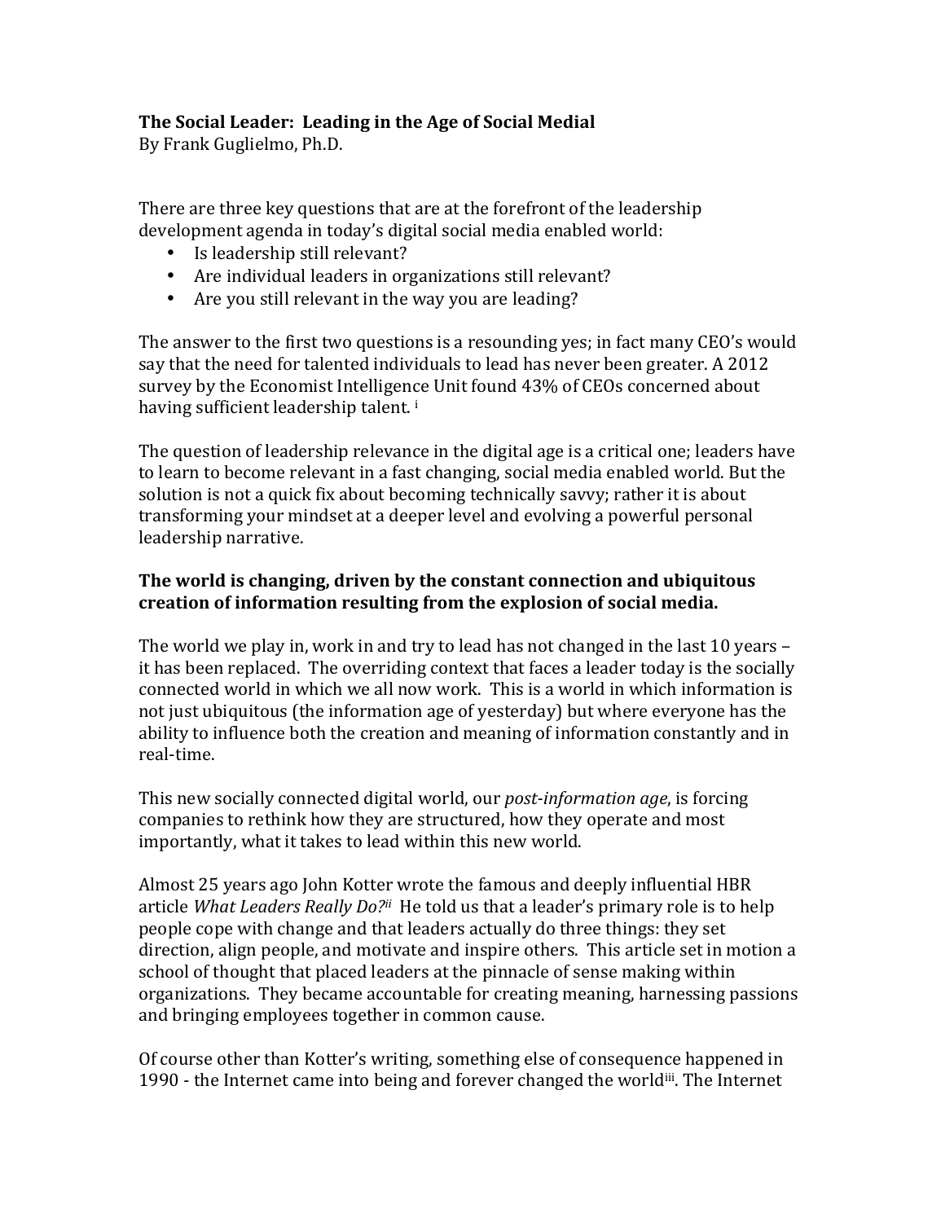# The Social Leader: Leading in the Age of Social Medial

By Frank Guglielmo, Ph.D.

There are three key questions that are at the forefront of the leadership development agenda in today's digital social media enabled world:

- Is leadership still relevant?
- Are individual leaders in organizations still relevant?
- Are you still relevant in the way you are leading?

The answer to the first two questions is a resounding yes; in fact many CEO's would say that the need for talented individuals to lead has never been greater. A 2012 survey by the Economist Intelligence Unit found 43% of CEOs concerned about having sufficient leadership talent. [i]

The question of leadership relevance in the digital age is a critical one; leaders have to learn to become relevant in a fast changing, social media enabled world. But the solution is not a quick fix about becoming technically savvy; rather it is about transforming your mindset at a deeper level and evolving a powerful personal leadership narrative.

## The world is changing, driven by the constant connection and ubiquitous creation of information resulting from the explosion of social media.

The world we play in, work in and try to lead has not changed in the last 10 years – it has been replaced. The overriding context that faces a leader today is the socially connected world in which we all now work. This is a world in which information is not just ubiquitous (the information age of yesterday) but where everyone has the ability to influence both the creation and meaning of information constantly and in real-time.

This new socially connected digital world, our *post-information age*, is forcing companies to rethink how they are structured, how they operate and most importantly, what it takes to lead within this new world.

Almost 25 years ago John Kotter wrote the famous and deeply influential HBR article *What Leaders Really Do?*[ii] He told us that a leader's primary role is to help people cope with change and that leaders actually do three things: they set direction, align people, and motivate and inspire others. This article set in motion a school of thought that placed leaders at the pinnacle of sense making within organizations. They became accountable for creating meaning, harnessing passions and bringing employees together in common cause.

Of course other than Kotter's writing, something else of consequence happened in 1990 - the Internet came into being and forever changed the world[iii]. The Internet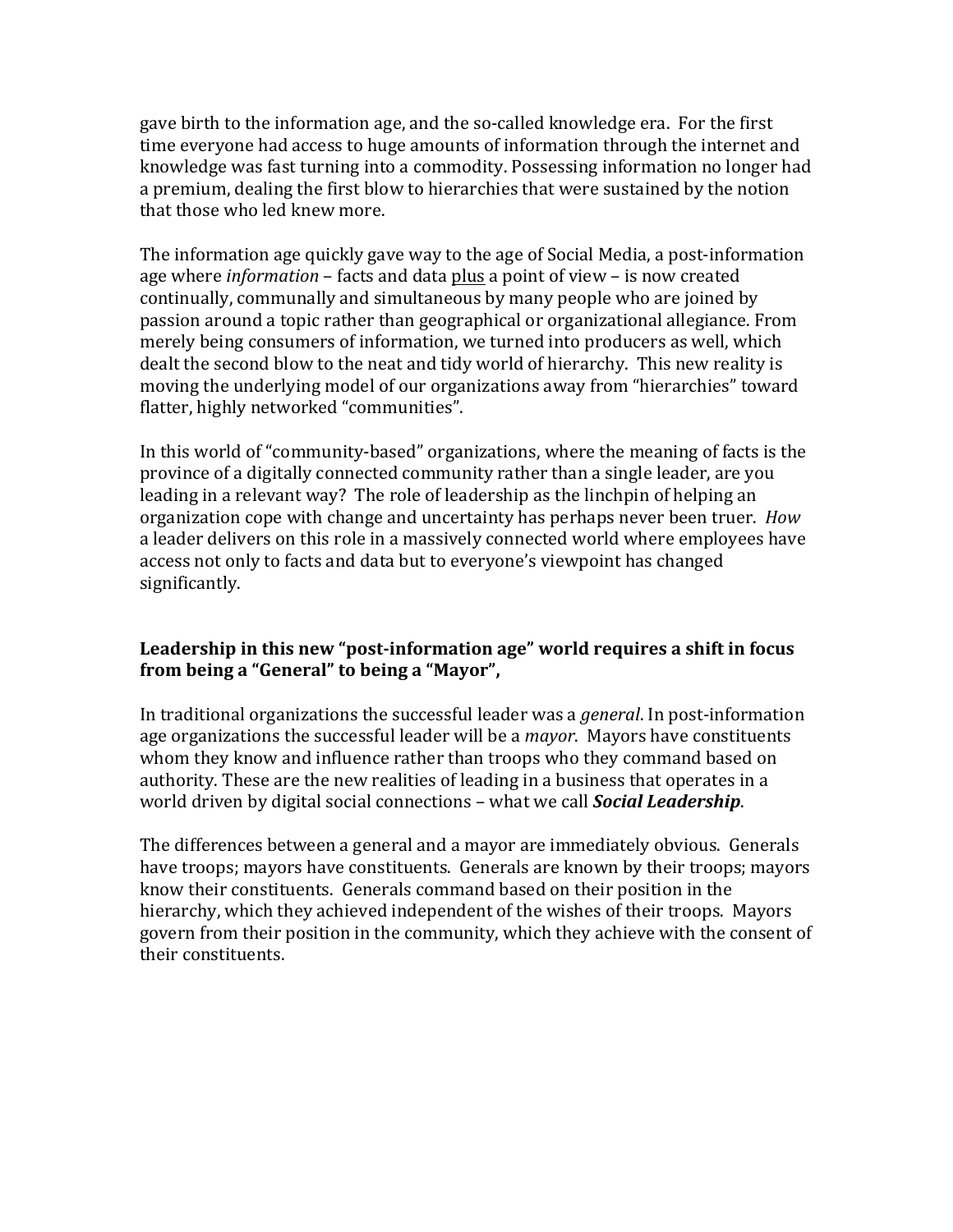gave birth to the information age, and the so-called knowledge era. For the first time everyone had access to huge amounts of information through the internet and knowledge was fast turning into a commodity. Possessing information no longer had a premium, dealing the first blow to hierarchies that were sustained by the notion that those who led knew more.

The information age quickly gave way to the age of Social Media, a post-information age where *information* – facts and data <u>plus</u> a point of view – is now created continually, communally and simultaneous by many people who are joined by passion around a topic rather than geographical or organizational allegiance. From merely being consumers of information, we turned into producers as well, which dealt the second blow to the neat and tidy world of hierarchy. This new reality is moving the underlying model of our organizations away from "hierarchies" toward flatter, highly networked "communities".

In this world of "community-based" organizations, where the meaning of facts is the province of a digitally connected community rather than a single leader, are you leading in a relevant way? The role of leadership as the linchpin of helping an organization cope with change and uncertainty has perhaps never been truer. *How* a leader delivers on this role in a massively connected world where employees have access not only to facts and data but to everyone's viewpoint has changed significantly.

**Leadership in this new "post-information age" world requires a shift in focus from being a "General" to being a "Mayor",**

In traditional organizations the successful leader was a *general*. In post-information age organizations the successful leader will be a *mayor*. Mayors have constituents whom they know and influence rather than troops who they command based on authority. These are the new realities of leading in a business that operates in a world driven by digital social connections – what we call ***Social Leadership***.

The differences between a general and a mayor are immediately obvious. Generals have troops; mayors have constituents. Generals are known by their troops; mayors know their constituents. Generals command based on their position in the hierarchy, which they achieved independent of the wishes of their troops. Mayors govern from their position in the community, which they achieve with the consent of their constituents.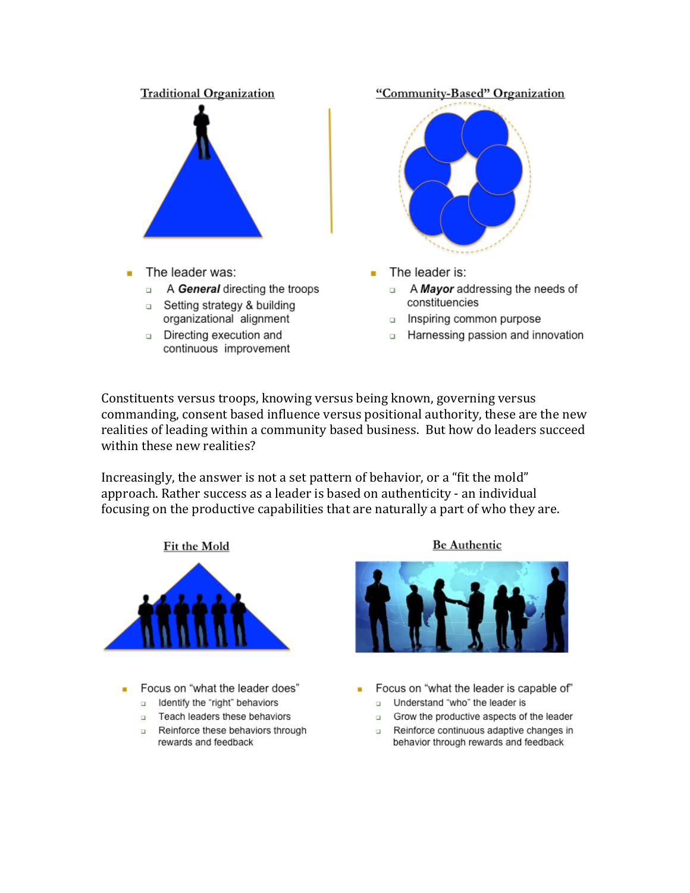**Traditional Organization**

- The leader was:
  - A ***General*** directing the troops
  - Setting strategy & building organizational alignment
  - Directing execution and continuous improvement

**"Community-Based" Organization**

- The leader is:
  - A ***Mayor*** addressing the needs of constituencies
  - Inspiring common purpose
  - Harnessing passion and innovation

Constituents versus troops, knowing versus being known, governing versus commanding, consent based influence versus positional authority, these are the new realities of leading within a community based business. But how do leaders succeed within these new realities?

Increasingly, the answer is not a set pattern of behavior, or a "fit the mold" approach. Rather success as a leader is based on authenticity - an individual focusing on the productive capabilities that are naturally a part of who they are.

**Fit the Mold**

- Focus on "what the leader does"
  - Identify the "right" behaviors
  - Teach leaders these behaviors
  - Reinforce these behaviors through rewards and feedback

**Be Authentic**

- Focus on "what the leader is capable of"
  - Understand "who" the leader is
  - Grow the productive aspects of the leader
  - Reinforce continuous adaptive changes in behavior through rewards and feedback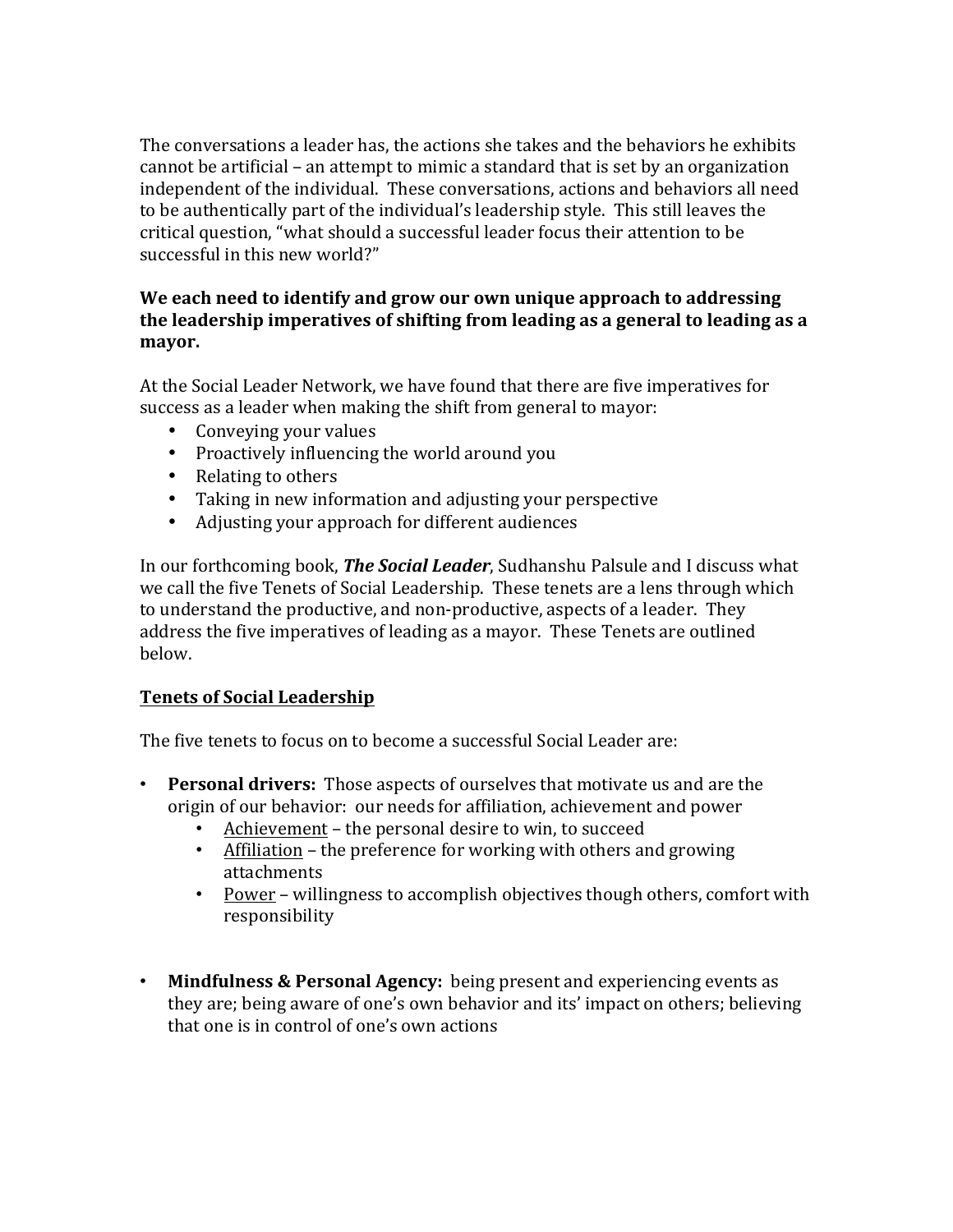The conversations a leader has, the actions she takes and the behaviors he exhibits cannot be artificial – an attempt to mimic a standard that is set by an organization independent of the individual. These conversations, actions and behaviors all need to be authentically part of the individual's leadership style. This still leaves the critical question, "what should a successful leader focus their attention to be successful in this new world?"

**We each need to identify and grow our own unique approach to addressing the leadership imperatives of shifting from leading as a general to leading as a mayor.**

At the Social Leader Network, we have found that there are five imperatives for success as a leader when making the shift from general to mayor:

- Conveying your values
- Proactively influencing the world around you
- Relating to others
- Taking in new information and adjusting your perspective
- Adjusting your approach for different audiences

In our forthcoming book, ***The Social Leader***, Sudhanshu Palsule and I discuss what we call the five Tenets of Social Leadership. These tenets are a lens through which to understand the productive, and non-productive, aspects of a leader. They address the five imperatives of leading as a mayor. These Tenets are outlined below.

<u>**Tenets of Social Leadership**</u>

The five tenets to focus on to become a successful Social Leader are:

- **Personal drivers:** Those aspects of ourselves that motivate us and are the origin of our behavior: our needs for affiliation, achievement and power
    - <u>Achievement</u> – the personal desire to win, to succeed
    - <u>Affiliation</u> – the preference for working with others and growing attachments
    - <u>Power</u> – willingness to accomplish objectives though others, comfort with responsibility

- **Mindfulness & Personal Agency:** being present and experiencing events as they are; being aware of one's own behavior and its' impact on others; believing that one is in control of one's own actions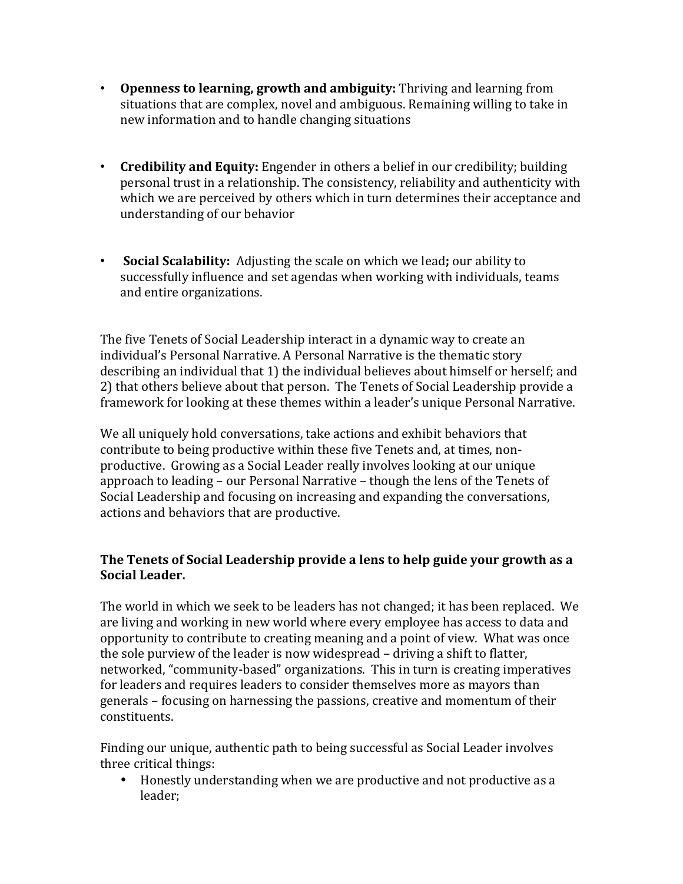- **Openness to learning, growth and ambiguity:** Thriving and learning from situations that are complex, novel and ambiguous. Remaining willing to take in new information and to handle changing situations

- **Credibility and Equity:** Engender in others a belief in our credibility; building personal trust in a relationship. The consistency, reliability and authenticity with which we are perceived by others which in turn determines their acceptance and understanding of our behavior

- **Social Scalability:** Adjusting the scale on which we lead**;** our ability to successfully influence and set agendas when working with individuals, teams and entire organizations.

The five Tenets of Social Leadership interact in a dynamic way to create an individual's Personal Narrative. A Personal Narrative is the thematic story describing an individual that 1) the individual believes about himself or herself; and 2) that others believe about that person. The Tenets of Social Leadership provide a framework for looking at these themes within a leader's unique Personal Narrative.

We all uniquely hold conversations, take actions and exhibit behaviors that contribute to being productive within these five Tenets and, at times, non-productive. Growing as a Social Leader really involves looking at our unique approach to leading – our Personal Narrative – though the lens of the Tenets of Social Leadership and focusing on increasing and expanding the conversations, actions and behaviors that are productive.

**The Tenets of Social Leadership provide a lens to help guide your growth as a Social Leader.**

The world in which we seek to be leaders has not changed; it has been replaced. We are living and working in new world where every employee has access to data and opportunity to contribute to creating meaning and a point of view. What was once the sole purview of the leader is now widespread – driving a shift to flatter, networked, "community-based" organizations. This in turn is creating imperatives for leaders and requires leaders to consider themselves more as mayors than generals – focusing on harnessing the passions, creative and momentum of their constituents.

Finding our unique, authentic path to being successful as Social Leader involves three critical things:

- Honestly understanding when we are productive and not productive as a leader;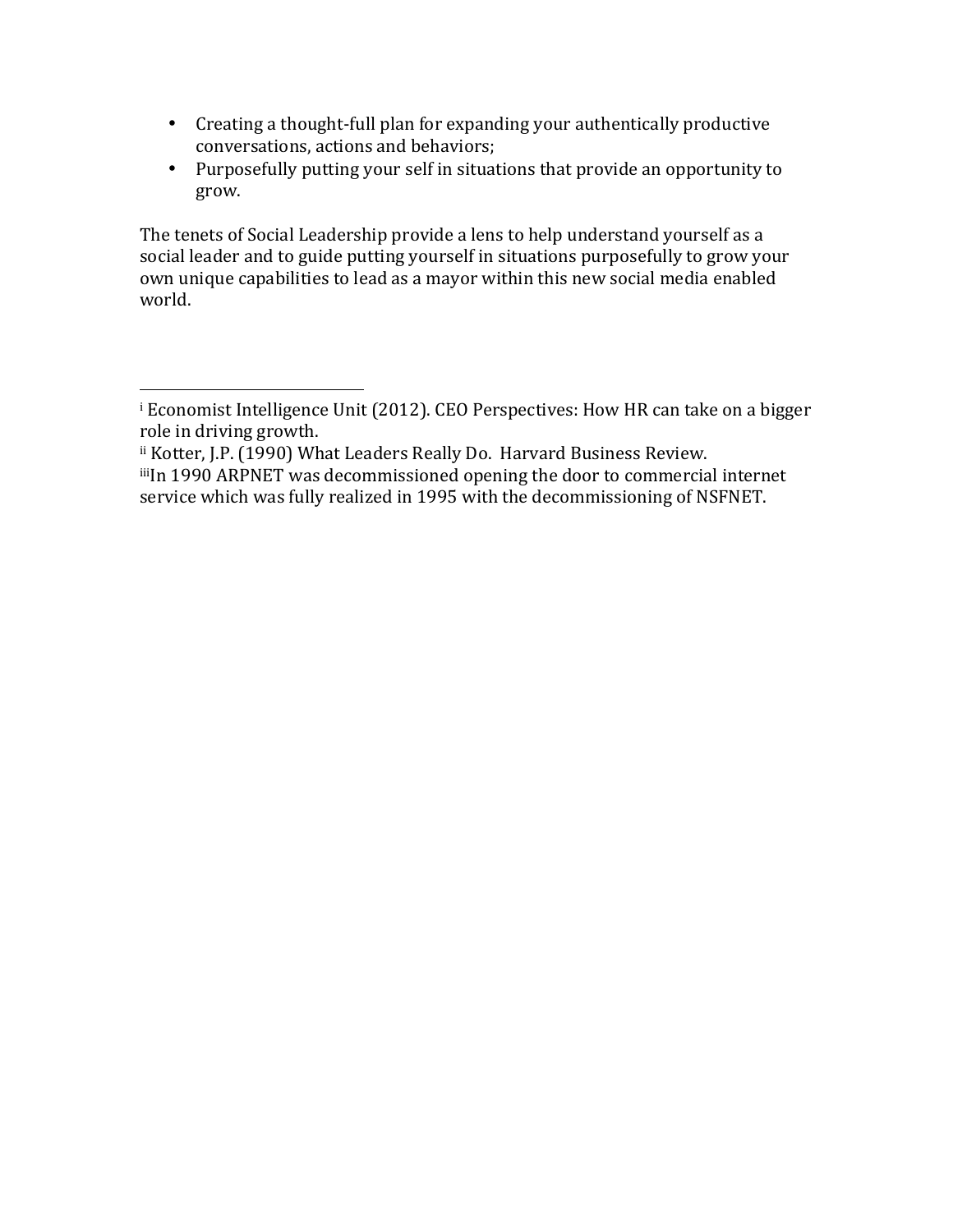- Creating a thought-full plan for expanding your authentically productive conversations, actions and behaviors;
- Purposefully putting your self in situations that provide an opportunity to grow.

The tenets of Social Leadership provide a lens to help understand yourself as a social leader and to guide putting yourself in situations purposefully to grow your own unique capabilities to lead as a mayor within this new social media enabled world.

---

[i] Economist Intelligence Unit (2012). CEO Perspectives: How HR can take on a bigger role in driving growth.

[ii] Kotter, J.P. (1990) What Leaders Really Do. Harvard Business Review.

[iii] In 1990 ARPNET was decommissioned opening the door to commercial internet service which was fully realized in 1995 with the decommissioning of NSFNET.